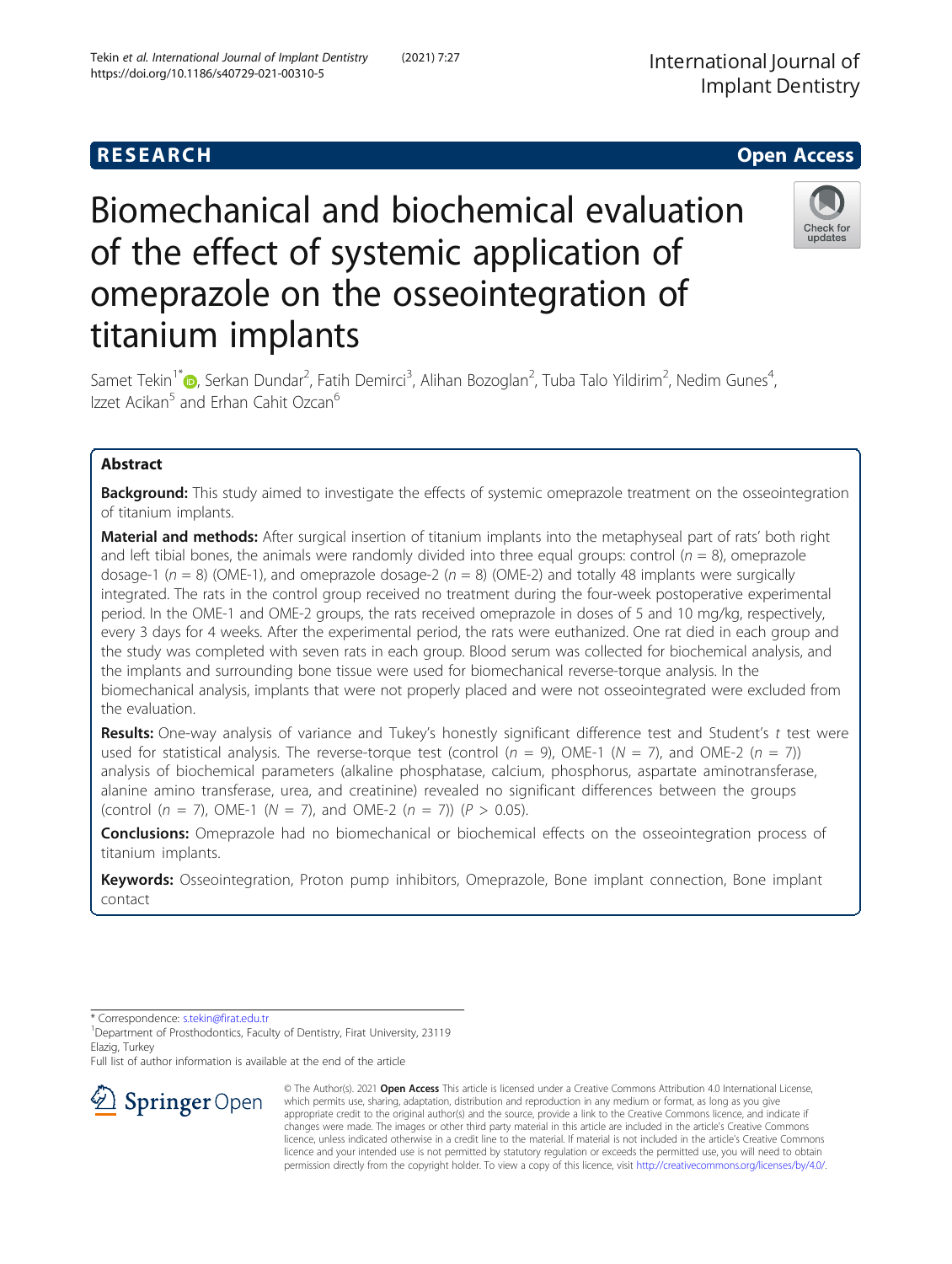RESEARCH

Open Access

# Biomechanical and biochemical evaluation of the effect of systemic application of omeprazole on the osseointegration of titanium implants

Samet Tekin[1*], Serkan Dundar[2], Fatih Demirci[3], Alihan Bozoglan[2], Tuba Talo Yildirim[2], Nedim Gunes[4], Izzet Acikan[5] and Erhan Cahit Ozcan[6]

## Abstract

**Background:** This study aimed to investigate the effects of systemic omeprazole treatment on the osseointegration of titanium implants.

**Material and methods:** After surgical insertion of titanium implants into the metaphyseal part of rats' both right and left tibial bones, the animals were randomly divided into three equal groups: control ($n$ = 8), omeprazole dosage-1 ($n$ = 8) (OME-1), and omeprazole dosage-2 ($n$ = 8) (OME-2) and totally 48 implants were surgically integrated. The rats in the control group received no treatment during the four-week postoperative experimental period. In the OME-1 and OME-2 groups, the rats received omeprazole in doses of 5 and 10 mg/kg, respectively, every 3 days for 4 weeks. After the experimental period, the rats were euthanized. One rat died in each group and the study was completed with seven rats in each group. Blood serum was collected for biochemical analysis, and the implants and surrounding bone tissue were used for biomechanical reverse-torque analysis. In the biomechanical analysis, implants that were not properly placed and were not osseointegrated were excluded from the evaluation.

**Results:** One-way analysis of variance and Tukey's honestly significant difference test and Student's $t$ test were used for statistical analysis. The reverse-torque test (control ($n$ = 9), OME-1 ($N$ = 7), and OME-2 ($n$ = 7)) analysis of biochemical parameters (alkaline phosphatase, calcium, phosphorus, aspartate aminotransferase, alanine amino transferase, urea, and creatinine) revealed no significant differences between the groups (control ($n$ = 7), OME-1 ($N$ = 7), and OME-2 ($n$ = 7)) ($P$ > 0.05).

**Conclusions:** Omeprazole had no biomechanical or biochemical effects on the osseointegration process of titanium implants.

**Keywords:** Osseointegration, Proton pump inhibitors, Omeprazole, Bone implant connection, Bone implant contact

\* Correspondence: s.tekin@firat.edu.tr
[1]Department of Prosthodontics, Faculty of Dentistry, Firat University, 23119 Elazig, Turkey
Full list of author information is available at the end of the article

© The Author(s). 2021 **Open Access** This article is licensed under a Creative Commons Attribution 4.0 International License, which permits use, sharing, adaptation, distribution and reproduction in any medium or format, as long as you give appropriate credit to the original author(s) and the source, provide a link to the Creative Commons licence, and indicate if changes were made. The images or other third party material in this article are included in the article's Creative Commons licence, unless indicated otherwise in a credit line to the material. If material is not included in the article's Creative Commons licence and your intended use is not permitted by statutory regulation or exceeds the permitted use, you will need to obtain permission directly from the copyright holder. To view a copy of this licence, visit http://creativecommons.org/licenses/by/4.0/.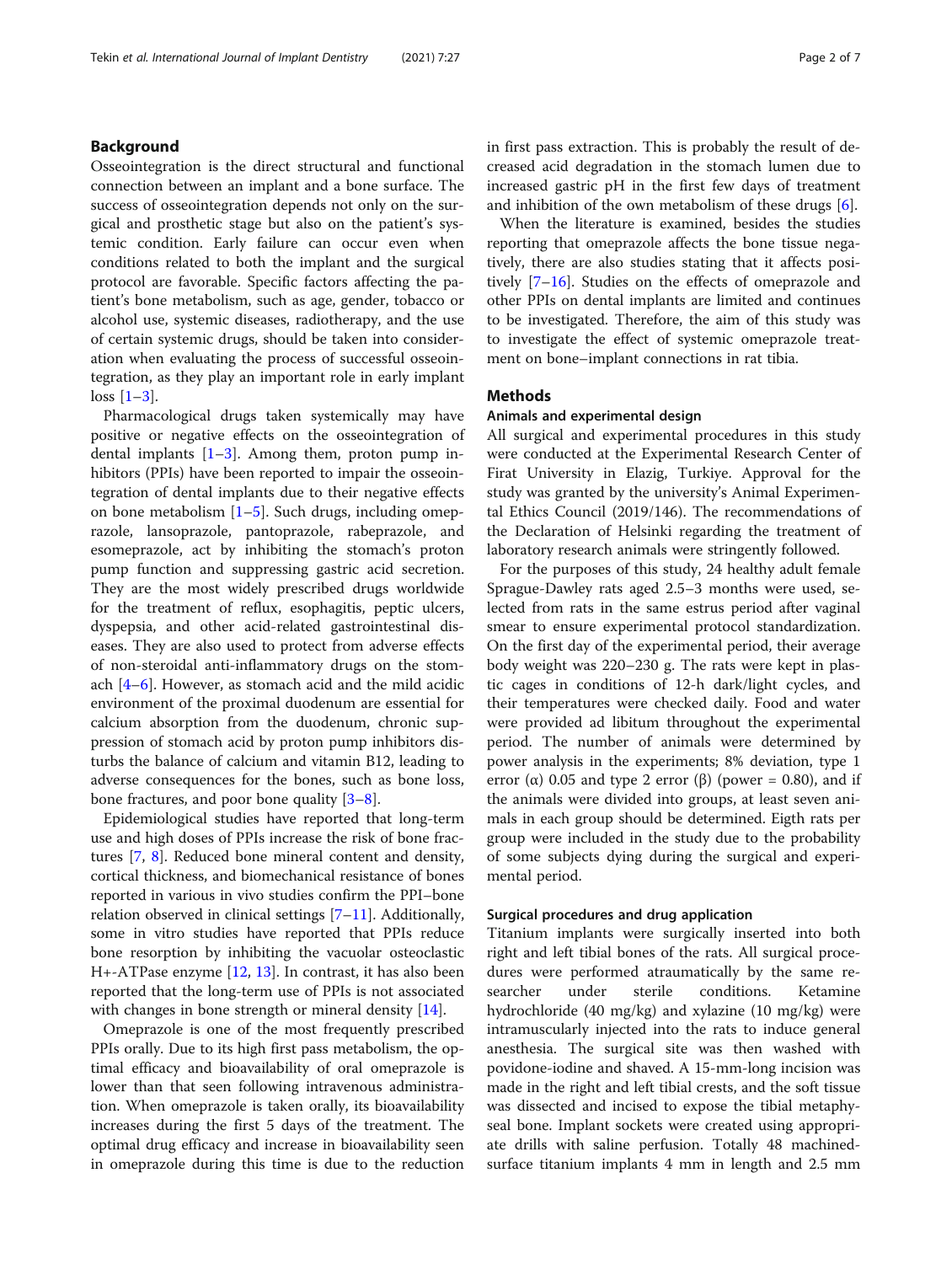## Background

Osseointegration is the direct structural and functional connection between an implant and a bone surface. The success of osseointegration depends not only on the surgical and prosthetic stage but also on the patient's systemic condition. Early failure can occur even when conditions related to both the implant and the surgical protocol are favorable. Specific factors affecting the patient's bone metabolism, such as age, gender, tobacco or alcohol use, systemic diseases, radiotherapy, and the use of certain systemic drugs, should be taken into consideration when evaluating the process of successful osseointegration, as they play an important role in early implant loss [1–3].

Pharmacological drugs taken systemically may have positive or negative effects on the osseointegration of dental implants [1–3]. Among them, proton pump inhibitors (PPIs) have been reported to impair the osseointegration of dental implants due to their negative effects on bone metabolism [1–5]. Such drugs, including omeprazole, lansoprazole, pantoprazole, rabeprazole, and esomeprazole, act by inhibiting the stomach's proton pump function and suppressing gastric acid secretion. They are the most widely prescribed drugs worldwide for the treatment of reflux, esophagitis, peptic ulcers, dyspepsia, and other acid-related gastrointestinal diseases. They are also used to protect from adverse effects of non-steroidal anti-inflammatory drugs on the stomach [4–6]. However, as stomach acid and the mild acidic environment of the proximal duodenum are essential for calcium absorption from the duodenum, chronic suppression of stomach acid by proton pump inhibitors disturbs the balance of calcium and vitamin B12, leading to adverse consequences for the bones, such as bone loss, bone fractures, and poor bone quality [3–8].

Epidemiological studies have reported that long-term use and high doses of PPIs increase the risk of bone fractures [7, 8]. Reduced bone mineral content and density, cortical thickness, and biomechanical resistance of bones reported in various in vivo studies confirm the PPI–bone relation observed in clinical settings [7–11]. Additionally, some in vitro studies have reported that PPIs reduce bone resorption by inhibiting the vacuolar osteoclastic H+-ATPase enzyme [12, 13]. In contrast, it has also been reported that the long-term use of PPIs is not associated with changes in bone strength or mineral density [14].

Omeprazole is one of the most frequently prescribed PPIs orally. Due to its high first pass metabolism, the optimal efficacy and bioavailability of oral omeprazole is lower than that seen following intravenous administration. When omeprazole is taken orally, its bioavailability increases during the first 5 days of the treatment. The optimal drug efficacy and increase in bioavailability seen in omeprazole during this time is due to the reduction in first pass extraction. This is probably the result of decreased acid degradation in the stomach lumen due to increased gastric pH in the first few days of treatment and inhibition of the own metabolism of these drugs [6].

When the literature is examined, besides the studies reporting that omeprazole affects the bone tissue negatively, there are also studies stating that it affects positively [7–16]. Studies on the effects of omeprazole and other PPIs on dental implants are limited and continues to be investigated. Therefore, the aim of this study was to investigate the effect of systemic omeprazole treatment on bone–implant connections in rat tibia.

## Methods

### Animals and experimental design

All surgical and experimental procedures in this study were conducted at the Experimental Research Center of Firat University in Elazig, Turkiye. Approval for the study was granted by the university's Animal Experimental Ethics Council (2019/146). The recommendations of the Declaration of Helsinki regarding the treatment of laboratory research animals were stringently followed.

For the purposes of this study, 24 healthy adult female Sprague-Dawley rats aged 2.5–3 months were used, selected from rats in the same estrus period after vaginal smear to ensure experimental protocol standardization. On the first day of the experimental period, their average body weight was 220–230 g. The rats were kept in plastic cages in conditions of 12-h dark/light cycles, and their temperatures were checked daily. Food and water were provided ad libitum throughout the experimental period. The number of animals were determined by power analysis in the experiments; 8% deviation, type 1 error (α) 0.05 and type 2 error (β) (power = 0.80), and if the animals were divided into groups, at least seven animals in each group should be determined. Eigth rats per group were included in the study due to the probability of some subjects dying during the surgical and experimental period.

### Surgical procedures and drug application

Titanium implants were surgically inserted into both right and left tibial bones of the rats. All surgical procedures were performed atraumatically by the same researcher under sterile conditions. Ketamine hydrochloride (40 mg/kg) and xylazine (10 mg/kg) were intramuscularly injected into the rats to induce general anesthesia. The surgical site was then washed with povidone-iodine and shaved. A 15-mm-long incision was made in the right and left tibial crests, and the soft tissue was dissected and incised to expose the tibial metaphyseal bone. Implant sockets were created using appropriate drills with saline perfusion. Totally 48 machined-surface titanium implants 4 mm in length and 2.5 mm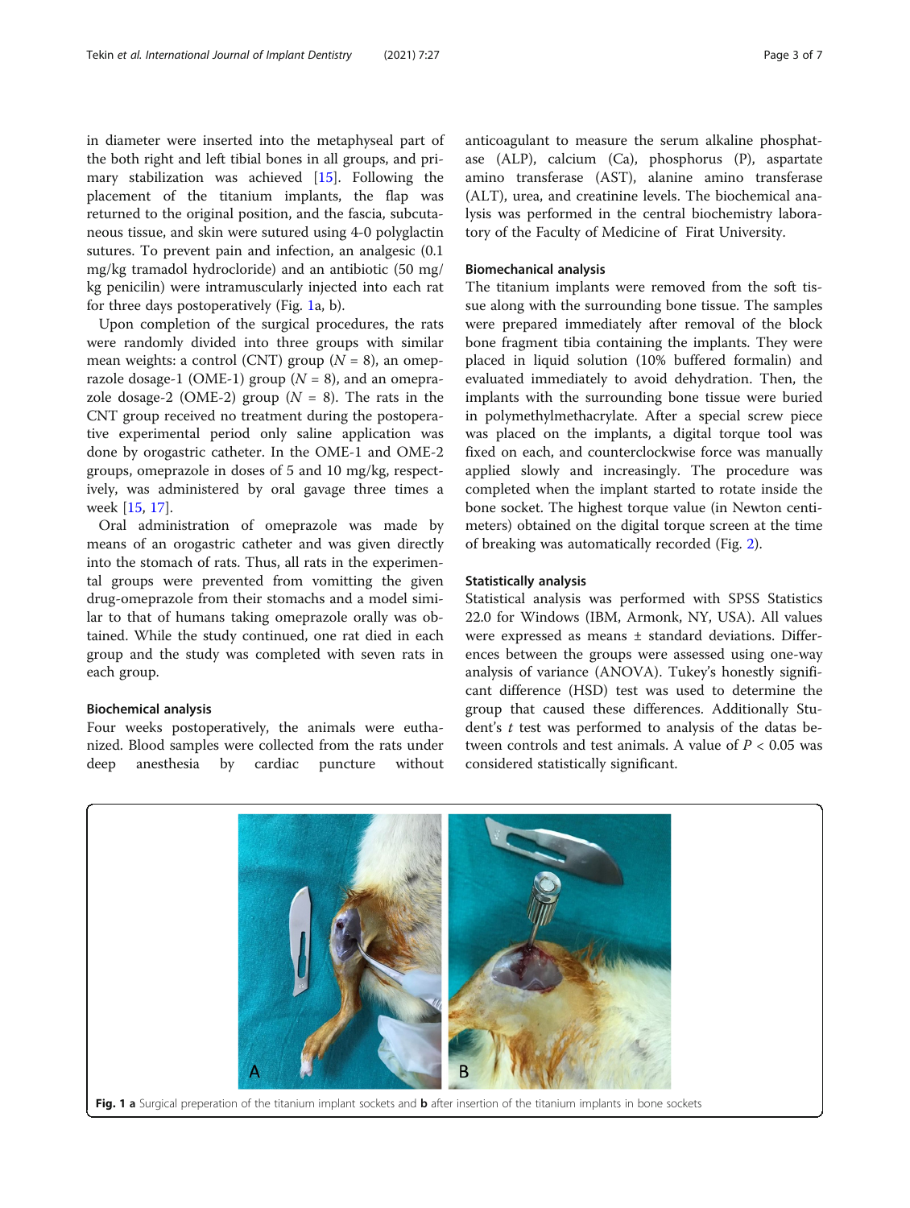in diameter were inserted into the metaphyseal part of the both right and left tibial bones in all groups, and primary stabilization was achieved [15]. Following the placement of the titanium implants, the flap was returned to the original position, and the fascia, subcutaneous tissue, and skin were sutured using 4-0 polyglactin sutures. To prevent pain and infection, an analgesic (0.1 mg/kg tramadol hydrocloride) and an antibiotic (50 mg/kg penicilin) were intramuscularly injected into each rat for three days postoperatively (Fig. 1a, b).

Upon completion of the surgical procedures, the rats were randomly divided into three groups with similar mean weights: a control (CNT) group ($N$ = 8), an omeprazole dosage-1 (OME-1) group ($N$ = 8), and an omeprazole dosage-2 (OME-2) group ($N$ = 8). The rats in the CNT group received no treatment during the postoperative experimental period only saline application was done by orogastric catheter. In the OME-1 and OME-2 groups, omeprazole in doses of 5 and 10 mg/kg, respectively, was administered by oral gavage three times a week [15, 17].

Oral administration of omeprazole was made by means of an orogastric catheter and was given directly into the stomach of rats. Thus, all rats in the experimental groups were prevented from vomitting the given drug-omeprazole from their stomachs and a model similar to that of humans taking omeprazole orally was obtained. While the study continued, one rat died in each group and the study was completed with seven rats in each group.

### Biochemical analysis

Four weeks postoperatively, the animals were euthanized. Blood samples were collected from the rats under deep anesthesia by cardiac puncture without anticoagulant to measure the serum alkaline phosphatase (ALP), calcium (Ca), phosphorus (P), aspartate amino transferase (AST), alanine amino transferase (ALT), urea, and creatinine levels. The biochemical analysis was performed in the central biochemistry laboratory of the Faculty of Medicine of Firat University.

### Biomechanical analysis

The titanium implants were removed from the soft tissue along with the surrounding bone tissue. The samples were prepared immediately after removal of the block bone fragment tibia containing the implants. They were placed in liquid solution (10% buffered formalin) and evaluated immediately to avoid dehydration. Then, the implants with the surrounding bone tissue were buried in polymethylmethacrylate. After a special screw piece was placed on the implants, a digital torque tool was fixed on each, and counterclockwise force was manually applied slowly and increasingly. The procedure was completed when the implant started to rotate inside the bone socket. The highest torque value (in Newton centimeters) obtained on the digital torque screen at the time of breaking was automatically recorded (Fig. 2).

### Statistically analysis

Statistical analysis was performed with SPSS Statistics 22.0 for Windows (IBM, Armonk, NY, USA). All values were expressed as means ± standard deviations. Differences between the groups were assessed using one-way analysis of variance (ANOVA). Tukey's honestly significant difference (HSD) test was used to determine the group that caused these differences. Additionally Student's $t$ test was performed to analysis of the datas between controls and test animals. A value of $P$ < 0.05 was considered statistically significant.

**Fig. 1 a** Surgical preperation of the titanium implant sockets and **b** after insertion of the titanium implants in bone sockets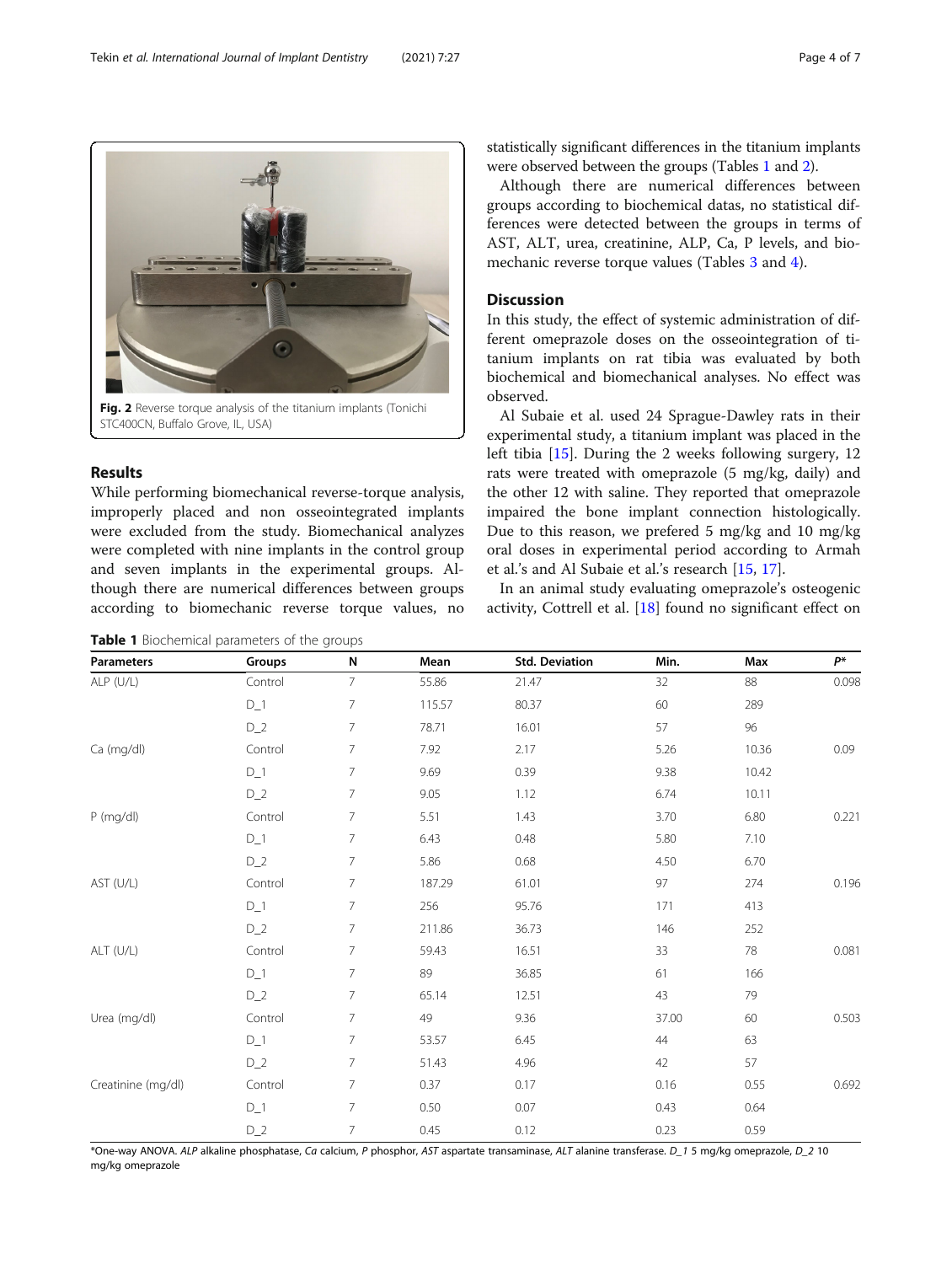Fig. 2 Reverse torque analysis of the titanium implants (Tonichi STC400CN, Buffalo Grove, IL, USA)

## Results

While performing biomechanical reverse-torque analysis, improperly placed and non osseointegrated implants were excluded from the study. Biomechanical analyzes were completed with nine implants in the control group and seven implants in the experimental groups. Although there are numerical differences between groups according to biomechanic reverse torque values, no statistically significant differences in the titanium implants were observed between the groups (Tables 1 and 2).

Although there are numerical differences between groups according to biochemical datas, no statistical differences were detected between the groups in terms of AST, ALT, urea, creatinine, ALP, Ca, P levels, and biomechanic reverse torque values (Tables 3 and 4).

## Discussion

In this study, the effect of systemic administration of different omeprazole doses on the osseointegration of titanium implants on rat tibia was evaluated by both biochemical and biomechanical analyses. No effect was observed.

Al Subaie et al. used 24 Sprague-Dawley rats in their experimental study, a titanium implant was placed in the left tibia [15]. During the 2 weeks following surgery, 12 rats were treated with omeprazole (5 mg/kg, daily) and the other 12 with saline. They reported that omeprazole impaired the bone implant connection histologically. Due to this reason, we prefered 5 mg/kg and 10 mg/kg oral doses in experimental period according to Armah et al.'s and Al Subaie et al.'s research [15, 17].

In an animal study evaluating omeprazole's osteogenic activity, Cottrell et al. [18] found no significant effect on

**Table 1** Biochemical parameters of the groups

| Parameters | Groups | N | Mean | Std. Deviation | Min. | Max | P* |
|---|---|---|---|---|---|---|---|
| ALP (U/L) | Control | 7 | 55.86 | 21.47 | 32 | 88 | 0.098 |
| | D_1 | 7 | 115.57 | 80.37 | 60 | 289 | |
| | D_2 | 7 | 78.71 | 16.01 | 57 | 96 | |
| Ca (mg/dl) | Control | 7 | 7.92 | 2.17 | 5.26 | 10.36 | 0.09 |
| | D_1 | 7 | 9.69 | 0.39 | 9.38 | 10.42 | |
| | D_2 | 7 | 9.05 | 1.12 | 6.74 | 10.11 | |
| P (mg/dl) | Control | 7 | 5.51 | 1.43 | 3.70 | 6.80 | 0.221 |
| | D_1 | 7 | 6.43 | 0.48 | 5.80 | 7.10 | |
| | D_2 | 7 | 5.86 | 0.68 | 4.50 | 6.70 | |
| AST (U/L) | Control | 7 | 187.29 | 61.01 | 97 | 274 | 0.196 |
| | D_1 | 7 | 256 | 95.76 | 171 | 413 | |
| | D_2 | 7 | 211.86 | 36.73 | 146 | 252 | |
| ALT (U/L) | Control | 7 | 59.43 | 16.51 | 33 | 78 | 0.081 |
| | D_1 | 7 | 89 | 36.85 | 61 | 166 | |
| | D_2 | 7 | 65.14 | 12.51 | 43 | 79 | |
| Urea (mg/dl) | Control | 7 | 49 | 9.36 | 37.00 | 60 | 0.503 |
| | D_1 | 7 | 53.57 | 6.45 | 44 | 63 | |
| | D_2 | 7 | 51.43 | 4.96 | 42 | 57 | |
| Creatinine (mg/dl) | Control | 7 | 0.37 | 0.17 | 0.16 | 0.55 | 0.692 |
| | D_1 | 7 | 0.50 | 0.07 | 0.43 | 0.64 | |
| | D_2 | 7 | 0.45 | 0.12 | 0.23 | 0.59 | |

*One-way ANOVA. *ALP* alkaline phosphatase, *Ca* calcium, *P* phosphor, *AST* aspartate transaminase, *ALT* alanine transferase. *D_1* 5 mg/kg omeprazole, *D_2* 10 mg/kg omeprazole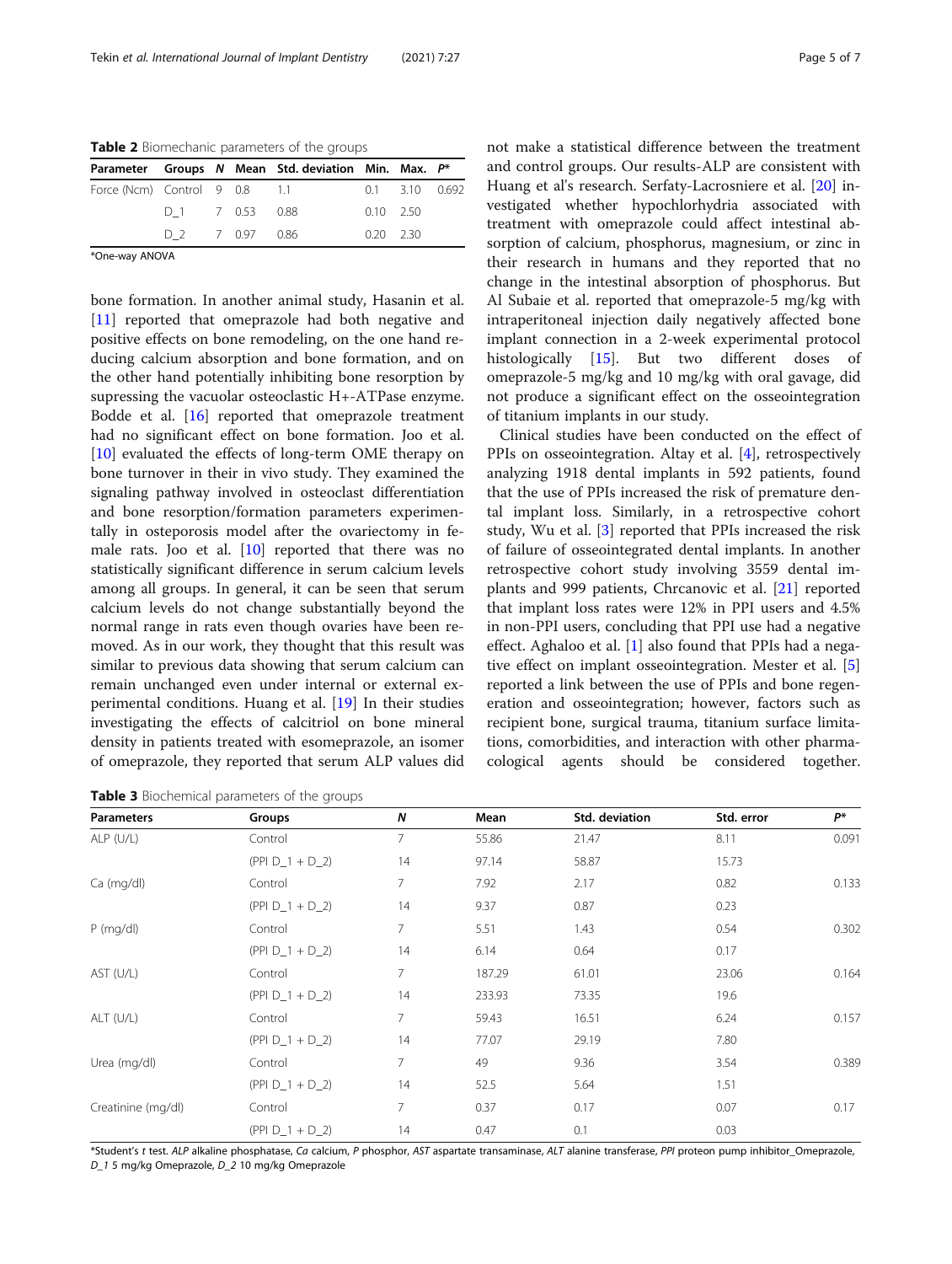**Table 2** Biomechanic parameters of the groups

| Parameter | Groups | N | Mean | Std. deviation | Min. | Max. | P* |
|---|---|---|---|---|---|---|---|
| Force (Ncm) | Control | 9 | 0.8 | 1.1 | 0.1 | 3.10 | 0.692 |
| | D_1 | 7 | 0.53 | 0.88 | 0.10 | 2.50 | |
| | D_2 | 7 | 0.97 | 0.86 | 0.20 | 2.30 | |

*One-way ANOVA

bone formation. In another animal study, Hasanin et al. [11] reported that omeprazole had both negative and positive effects on bone remodeling, on the one hand reducing calcium absorption and bone formation, and on the other hand potentially inhibiting bone resorption by supressing the vacuolar osteoclastic H+-ATPase enzyme. Bodde et al. [16] reported that omeprazole treatment had no significant effect on bone formation. Joo et al. [10] evaluated the effects of long-term OME therapy on bone turnover in their in vivo study. They examined the signaling pathway involved in osteoclast differentiation and bone resorption/formation parameters experimentally in osteporosis model after the ovariectomy in female rats. Joo et al. [10] reported that there was no statistically significant difference in serum calcium levels among all groups. In general, it can be seen that serum calcium levels do not change substantially beyond the normal range in rats even though ovaries have been removed. As in our work, they thought that this result was similar to previous data showing that serum calcium can remain unchanged even under internal or external experimental conditions. Huang et al. [19] In their studies investigating the effects of calcitriol on bone mineral density in patients treated with esomeprazole, an isomer of omeprazole, they reported that serum ALP values did not make a statistical difference between the treatment and control groups. Our results-ALP are consistent with Huang et al's research. Serfaty-Lacrosniere et al. [20] investigated whether hypochlorhydria associated with treatment with omeprazole could affect intestinal absorption of calcium, phosphorus, magnesium, or zinc in their research in humans and they reported that no change in the intestinal absorption of phosphorus. But Al Subaie et al. reported that omeprazole-5 mg/kg with intraperitoneal injection daily negatively affected bone implant connection in a 2-week experimental protocol histologically [15]. But two different doses of omeprazole-5 mg/kg and 10 mg/kg with oral gavage, did not produce a significant effect on the osseointegration of titanium implants in our study.

Clinical studies have been conducted on the effect of PPIs on osseointegration. Altay et al. [4], retrospectively analyzing 1918 dental implants in 592 patients, found that the use of PPIs increased the risk of premature dental implant loss. Similarly, in a retrospective cohort study, Wu et al. [3] reported that PPIs increased the risk of failure of osseointegrated dental implants. In another retrospective cohort study involving 3559 dental implants and 999 patients, Chrcanovic et al. [21] reported that implant loss rates were 12% in PPI users and 4.5% in non-PPI users, concluding that PPI use had a negative effect. Aghaloo et al. [1] also found that PPIs had a negative effect on implant osseointegration. Mester et al. [5] reported a link between the use of PPIs and bone regeneration and osseointegration; however, factors such as recipient bone, surgical trauma, titanium surface limitations, comorbidities, and interaction with other pharmacological agents should be considered together.

**Table 3** Biochemical parameters of the groups

| Parameters | Groups | N | Mean | Std. deviation | Std. error | P* |
|---|---|---|---|---|---|---|
| ALP (U/L) | Control | 7 | 55.86 | 21.47 | 8.11 | 0.091 |
| | (PPI D_1 + D_2) | 14 | 97.14 | 58.87 | 15.73 | |
| Ca (mg/dl) | Control | 7 | 7.92 | 2.17 | 0.82 | 0.133 |
| | (PPI D_1 + D_2) | 14 | 9.37 | 0.87 | 0.23 | |
| P (mg/dl) | Control | 7 | 5.51 | 1.43 | 0.54 | 0.302 |
| | (PPI D_1 + D_2) | 14 | 6.14 | 0.64 | 0.17 | |
| AST (U/L) | Control | 7 | 187.29 | 61.01 | 23.06 | 0.164 |
| | (PPI D_1 + D_2) | 14 | 233.93 | 73.35 | 19.6 | |
| ALT (U/L) | Control | 7 | 59.43 | 16.51 | 6.24 | 0.157 |
| | (PPI D_1 + D_2) | 14 | 77.07 | 29.19 | 7.80 | |
| Urea (mg/dl) | Control | 7 | 49 | 9.36 | 3.54 | 0.389 |
| | (PPI D_1 + D_2) | 14 | 52.5 | 5.64 | 1.51 | |
| Creatinine (mg/dl) | Control | 7 | 0.37 | 0.17 | 0.07 | 0.17 |
| | (PPI D_1 + D_2) | 14 | 0.47 | 0.1 | 0.03 | |

*Student's t test. *ALP* alkaline phosphatase, *Ca* calcium, *P* phosphor, *AST* aspartate transaminase, *ALT* alanine transferase, *PPI* proteon pump inhibitor_Omeprazole, *D_1* 5 mg/kg Omeprazole, *D_2* 10 mg/kg Omeprazole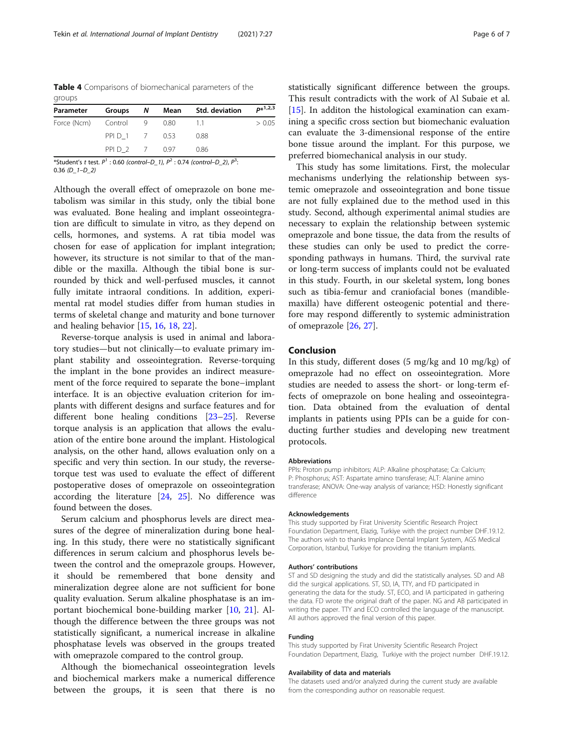**Table 4** Comparisons of biomechanical parameters of the groups

| Parameter | Groups | N | Mean | Std. deviation | $P^{*1,2,3}$ |
|---|---|---|---|---|---|
| Force (Ncm) | Control | 9 | 0.80 | 1.1 | > 0.05 |
| | PPI D_1 | 7 | 0.53 | 0.88 | |
| | PPI D_2 | 7 | 0.97 | 0.86 | |

*Student's *t* test. $P^1$ : 0.60 *(control–D_1)*, $P^2$ : 0.74 *(control–D_2)*, $P^3$: 0.36 *(D_1–D_2)*

Although the overall effect of omeprazole on bone metabolism was similar in this study, only the tibial bone was evaluated. Bone healing and implant osseointegration are difficult to simulate in vitro, as they depend on cells, hormones, and systems. A rat tibia model was chosen for ease of application for implant integration; however, its structure is not similar to that of the mandible or the maxilla. Although the tibial bone is surrounded by thick and well-perfused muscles, it cannot fully imitate intraoral conditions. In addition, experimental rat model studies differ from human studies in terms of skeletal change and maturity and bone turnover and healing behavior [15, 16, 18, 22].

Reverse-torque analysis is used in animal and laboratory studies—but not clinically—to evaluate primary implant stability and osseointegration. Reverse-torquing the implant in the bone provides an indirect measurement of the force required to separate the bone–implant interface. It is an objective evaluation criterion for implants with different designs and surface features and for different bone healing conditions [23–25]. Reverse torque analysis is an application that allows the evaluation of the entire bone around the implant. Histological analysis, on the other hand, allows evaluation only on a specific and very thin section. In our study, the reverse-torque test was used to evaluate the effect of different postoperative doses of omeprazole on osseointegration according the literature [24, 25]. No difference was found between the doses.

Serum calcium and phosphorus levels are direct measures of the degree of mineralization during bone healing. In this study, there were no statistically significant differences in serum calcium and phosphorus levels between the control and the omeprazole groups. However, it should be remembered that bone density and mineralization degree alone are not sufficient for bone quality evaluation. Serum alkaline phosphatase is an important biochemical bone-building marker [10, 21]. Although the difference between the three groups was not statistically significant, a numerical increase in alkaline phosphatase levels was observed in the groups treated with omeprazole compared to the control group.

Although the biomechanical osseointegration levels and biochemical markers make a numerical difference between the groups, it is seen that there is no statistically significant difference between the groups. This result contradicts with the work of Al Subaie et al. [15]. In additon the histological examination can examining a specific cross section but biomechanic evaluation can evaluate the 3-dimensional response of the entire bone tissue around the implant. For this purpose, we preferred biomechanical analysis in our study.

This study has some limitations. First, the molecular mechanisms underlying the relationship between systemic omeprazole and osseointegration and bone tissue are not fully explained due to the method used in this study. Second, although experimental animal studies are necessary to explain the relationship between systemic omeprazole and bone tissue, the data from the results of these studies can only be used to predict the corresponding pathways in humans. Third, the survival rate or long-term success of implants could not be evaluated in this study. Fourth, in our skeletal system, long bones such as tibia-femur and craniofacial bones (mandible-maxilla) have different osteogenic potential and therefore may respond differently to systemic administration of omeprazole [26, 27].

## Conclusion

In this study, different doses (5 mg/kg and 10 mg/kg) of omeprazole had no effect on osseointegration. More studies are needed to assess the short- or long-term effects of omeprazole on bone healing and osseointegration. Data obtained from the evaluation of dental implants in patients using PPIs can be a guide for conducting further studies and developing new treatment protocols.

#### Abbreviations

PPIs: Proton pump inhibitors; ALP: Alkaline phosphatase; Ca: Calcium; P: Phosphorus; AST: Aspartate amino transferase; ALT: Alanine amino transferase; ANOVA: One-way analysis of variance; HSD: Honestly significant difference

#### Acknowledgements

This study supported by Firat University Scientific Research Project Foundation Department, Elazig, Turkiye with the project number DHF.19.12. The authors wish to thanks Implance Dental Implant System, AGS Medical Corporation, Istanbul, Turkiye for providing the titanium implants.

#### Authors' contributions

ST and SD designing the study and did the statistically analyses. SD and AB did the surgical applications. ST, SD, IA, TTY, and FD participated in generating the data for the study. ST, ECO, and IA participated in gathering the data. FD wrote the original draft of the paper. NG and AB participated in writing the paper. TTY and ECO controlled the language of the manuscript. All authors approved the final version of this paper.

#### Funding

This study supported by Firat University Scientific Research Project Foundation Department, Elazig, Turkiye with the project number DHF.19.12.

#### Availability of data and materials

The datasets used and/or analyzed during the current study are available from the corresponding author on reasonable request.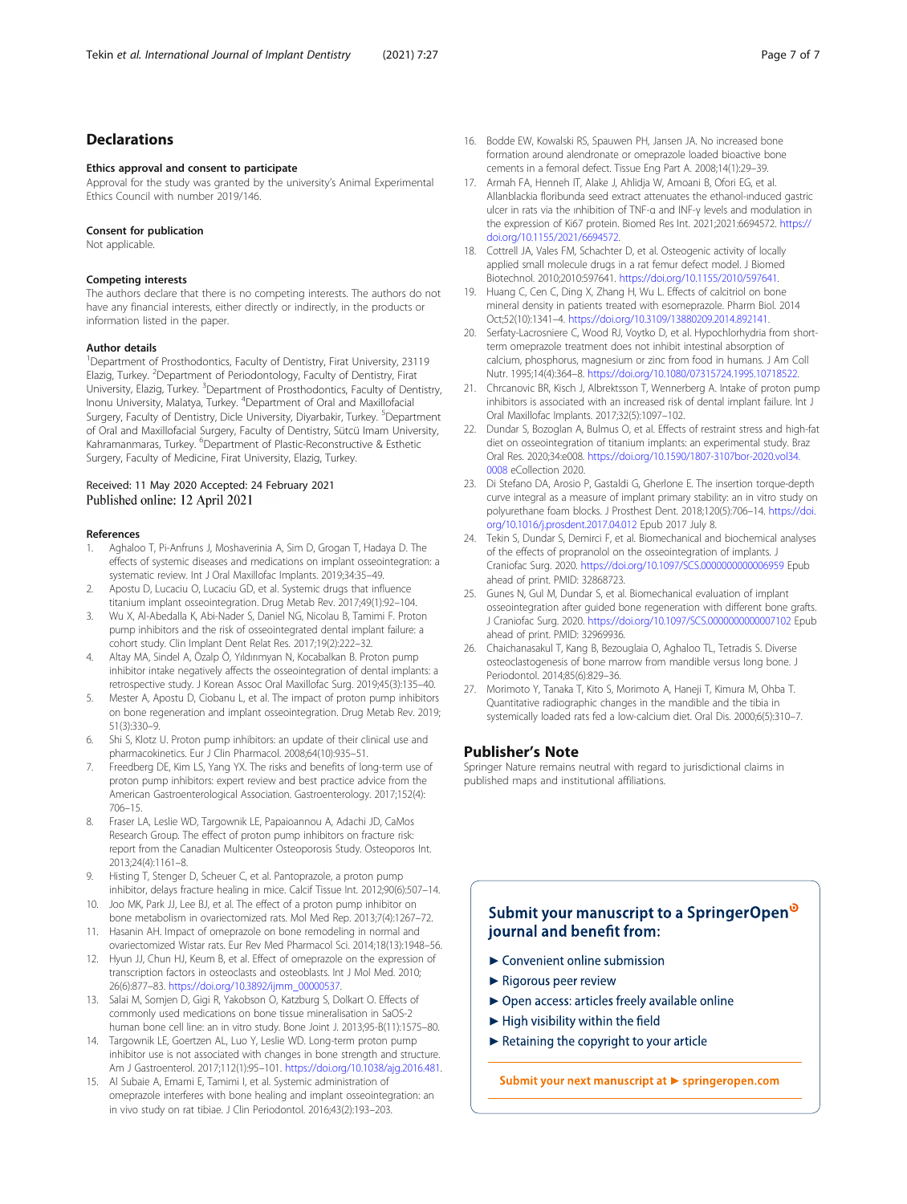## Declarations

### Ethics approval and consent to participate
Approval for the study was granted by the university's Animal Experimental Ethics Council with number 2019/146.

### Consent for publication
Not applicable.

### Competing interests
The authors declare that there is no competing interests. The authors do not have any financial interests, either directly or indirectly, in the products or information listed in the paper.

### Author details
[1]Department of Prosthodontics, Faculty of Dentistry, Firat University, 23119 Elazig, Turkey. [2]Department of Periodontology, Faculty of Dentistry, Firat University, Elazig, Turkey. [3]Department of Prosthodontics, Faculty of Dentistry, Inonu University, Malatya, Turkey. [4]Department of Oral and Maxillofacial Surgery, Faculty of Dentistry, Dicle University, Diyarbakir, Turkey. [5]Department of Oral and Maxillofacial Surgery, Faculty of Dentistry, Sütcü Imam University, Kahramanmaras, Turkey. [6]Department of Plastic-Reconstructive & Esthetic Surgery, Faculty of Medicine, Firat University, Elazig, Turkey.

Received: 11 May 2020 Accepted: 24 February 2021
Published online: 12 April 2021

### References
1. Aghaloo T, Pi-Anfruns J, Moshaverinia A, Sim D, Grogan T, Hadaya D. The effects of systemic diseases and medications on implant osseointegration: a systematic review. Int J Oral Maxillofac Implants. 2019;34:35–49.
2. Apostu D, Lucaciu O, Lucaciu GD, et al. Systemic drugs that influence titanium implant osseointegration. Drug Metab Rev. 2017;49(1):92–104.
3. Wu X, Al-Abedalla K, Abi-Nader S, Daniel NG, Nicolau B, Tamimi F. Proton pump inhibitors and the risk of osseointegrated dental implant failure: a cohort study. Clin Implant Dent Relat Res. 2017;19(2):222–32.
4. Altay MA, Sindel A, Özalp Ö, Yıldırımyan N, Kocabalkan B. Proton pump inhibitor intake negatively affects the osseointegration of dental implants: a retrospective study. J Korean Assoc Oral Maxillofac Surg. 2019;45(3):135–40.
5. Mester A, Apostu D, Ciobanu L, et al. The impact of proton pump inhibitors on bone regeneration and implant osseointegration. Drug Metab Rev. 2019; 51(3):330–9.
6. Shi S, Klotz U. Proton pump inhibitors: an update of their clinical use and pharmacokinetics. Eur J Clin Pharmacol. 2008;64(10):935–51.
7. Freedberg DE, Kim LS, Yang YX. The risks and benefits of long-term use of proton pump inhibitors: expert review and best practice advice from the American Gastroenterological Association. Gastroenterology. 2017;152(4): 706–15.
8. Fraser LA, Leslie WD, Targownik LE, Papaioannou A, Adachi JD, CaMos Research Group. The effect of proton pump inhibitors on fracture risk: report from the Canadian Multicenter Osteoporosis Study. Osteoporos Int. 2013;24(4):1161–8.
9. Histing T, Stenger D, Scheuer C, et al. Pantoprazole, a proton pump inhibitor, delays fracture healing in mice. Calcif Tissue Int. 2012;90(6):507–14.
10. Joo MK, Park JJ, Lee BJ, et al. The effect of a proton pump inhibitor on bone metabolism in ovariectomized rats. Mol Med Rep. 2013;7(4):1267–72.
11. Hasanin AH. Impact of omeprazole on bone remodeling in normal and ovariectomized Wistar rats. Eur Rev Med Pharmacol Sci. 2014;18(13):1948–56.
12. Hyun JJ, Chun HJ, Keum B, et al. Effect of omeprazole on the expression of transcription factors in osteoclasts and osteoblasts. Int J Mol Med. 2010; 26(6):877–83. https://doi.org/10.3892/ijmm_00000537.
13. Salai M, Somjen D, Gigi R, Yakobson O, Katzburg S, Dolkart O. Effects of commonly used medications on bone tissue mineralisation in SaOS-2 human bone cell line: an in vitro study. Bone Joint J. 2013;95-B(11):1575–80.
14. Targownik LE, Goertzen AL, Luo Y, Leslie WD. Long-term proton pump inhibitor use is not associated with changes in bone strength and structure. Am J Gastroenterol. 2017;112(1):95–101. https://doi.org/10.1038/ajg.2016.481.
15. Al Subaie A, Emami E, Tamimi I, et al. Systemic administration of omeprazole interferes with bone healing and implant osseointegration: an in vivo study on rat tibiae. J Clin Periodontol. 2016;43(2):193–203.
16. Bodde EW, Kowalski RS, Spauwen PH, Jansen JA. No increased bone formation around alendronate or omeprazole loaded bioactive bone cements in a femoral defect. Tissue Eng Part A. 2008;14(1):29–39.
17. Armah FA, Henneh IT, Alake J, Ahlidja W, Amoani B, Ofori EG, et al. Allanblackia floribunda seed extract attenuates the ethanol-ınduced gastric ulcer in rats via the ınhibition of TNF-α and INF-γ levels and modulation in the expression of Ki67 protein. Biomed Res Int. 2021;2021:6694572. https://doi.org/10.1155/2021/6694572.
18. Cottrell JA, Vales FM, Schachter D, et al. Osteogenic activity of locally applied small molecule drugs in a rat femur defect model. J Biomed Biotechnol. 2010;2010:597641. https://doi.org/10.1155/2010/597641.
19. Huang C, Cen C, Ding X, Zhang H, Wu L. Effects of calcitriol on bone mineral density in patients treated with esomeprazole. Pharm Biol. 2014 Oct;52(10):1341–4. https://doi.org/10.3109/13880209.2014.892141.
20. Serfaty-Lacrosniere C, Wood RJ, Voytko D, et al. Hypochlorhydria from short-term omeprazole treatment does not inhibit intestinal absorption of calcium, phosphorus, magnesium or zinc from food in humans. J Am Coll Nutr. 1995;14(4):364–8. https://doi.org/10.1080/07315724.1995.10718522.
21. Chrcanovic BR, Kisch J, Albrektsson T, Wennerberg A. Intake of proton pump inhibitors is associated with an increased risk of dental implant failure. Int J Oral Maxillofac Implants. 2017;32(5):1097–102.
22. Dundar S, Bozoglan A, Bulmus O, et al. Effects of restraint stress and high-fat diet on osseointegration of titanium implants: an experimental study. Braz Oral Res. 2020;34:e008. https://doi.org/10.1590/1807-3107bor-2020.vol34.0008 eCollection 2020.
23. Di Stefano DA, Arosio P, Gastaldi G, Gherlone E. The insertion torque-depth curve integral as a measure of implant primary stability: an in vitro study on polyurethane foam blocks. J Prosthest Dent. 2018;120(5):706–14. https://doi.org/10.1016/j.prosdent.2017.04.012 Epub 2017 July 8.
24. Tekin S, Dundar S, Demirci F, et al. Biomechanical and biochemical analyses of the effects of propranolol on the osseointegration of implants. J Craniofac Surg. 2020. https://doi.org/10.1097/SCS.0000000000006959 Epub ahead of print. PMID: 32868723.
25. Gunes N, Gul M, Dundar S, et al. Biomechanical evaluation of implant osseointegration after guided bone regeneration with different bone grafts. J Craniofac Surg. 2020. https://doi.org/10.1097/SCS.0000000000007102 Epub ahead of print. PMID: 32969936.
26. Chaichanasakul T, Kang B, Bezouglaia O, Aghaloo TL, Tetradis S. Diverse osteoclastogenesis of bone marrow from mandible versus long bone. J Periodontol. 2014;85(6):829–36.
27. Morimoto Y, Tanaka T, Kito S, Morimoto A, Haneji T, Kimura M, Ohba T. Quantitative radiographic changes in the mandible and the tibia in systemically loaded rats fed a low-calcium diet. Oral Dis. 2000;6(5):310–7.

## Publisher's Note
Springer Nature remains neutral with regard to jurisdictional claims in published maps and institutional affiliations.

**Submit your manuscript to a SpringerOpen journal and benefit from:**

- ▶ Convenient online submission
- ▶ Rigorous peer review
- ▶ Open access: articles freely available online
- ▶ High visibility within the field
- ▶ Retaining the copyright to your article

**Submit your next manuscript at ▶ springeropen.com**